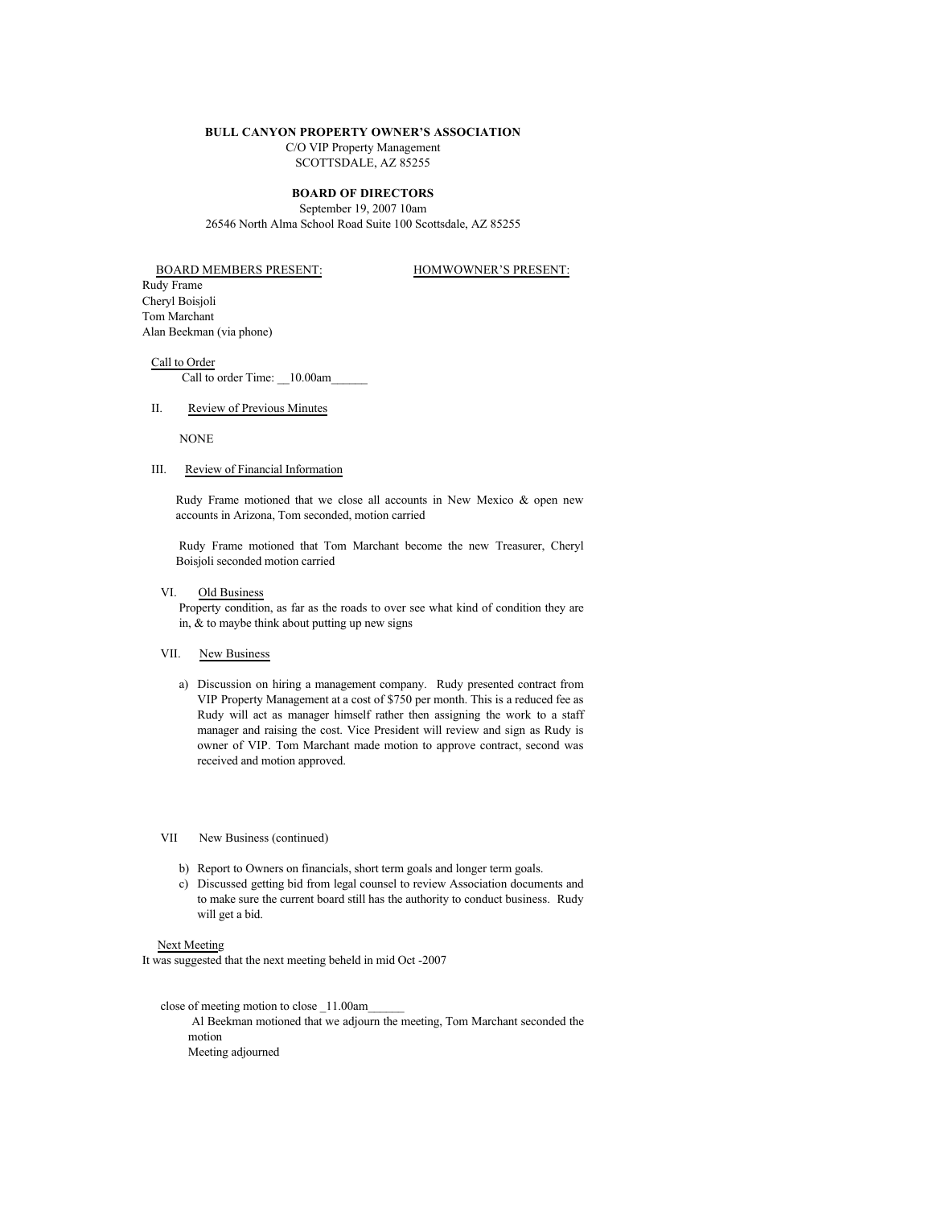**BULL CANYON PROPERTY OWNER'S ASSOCIATION**
C/O VIP Property Management
SCOTTSDALE, AZ 85255

**BOARD OF DIRECTORS**
September 19, 2007 10am
26546 North Alma School Road Suite 100 Scottsdale, AZ 85255

BOARD MEMBERS PRESENT:

Rudy Frame
Cheryl Boisjoli
Tom Marchant
Alan Beekman (via phone)

HOMWOWNER'S PRESENT:

Call to Order

Call to order Time: __10.00am______

II. Review of Previous Minutes

NONE

III. Review of Financial Information

Rudy Frame motioned that we close all accounts in New Mexico & open new accounts in Arizona, Tom seconded, motion carried

Rudy Frame motioned that Tom Marchant become the new Treasurer, Cheryl Boisjoli seconded motion carried

VI. Old Business

Property condition, as far as the roads to over see what kind of condition they are in, & to maybe think about putting up new signs

VII. New Business

a) Discussion on hiring a management company. Rudy presented contract from VIP Property Management at a cost of $750 per month. This is a reduced fee as Rudy will act as manager himself rather then assigning the work to a staff manager and raising the cost. Vice President will review and sign as Rudy is owner of VIP. Tom Marchant made motion to approve contract, second was received and motion approved.

VII New Business (continued)

b) Report to Owners on financials, short term goals and longer term goals.
c) Discussed getting bid from legal counsel to review Association documents and to make sure the current board still has the authority to conduct business. Rudy will get a bid.

Next Meeting

It was suggested that the next meeting beheld in mid Oct -2007

close of meeting motion to close _11.00am______

Al Beekman motioned that we adjourn the meeting, Tom Marchant seconded the motion

Meeting adjourned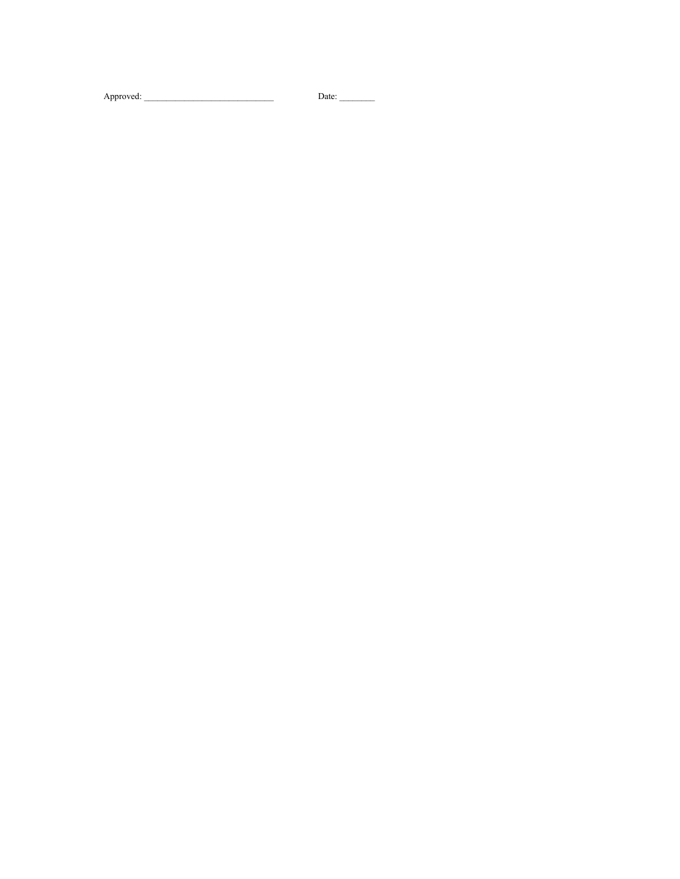Approved: _____________________________ Date: ________